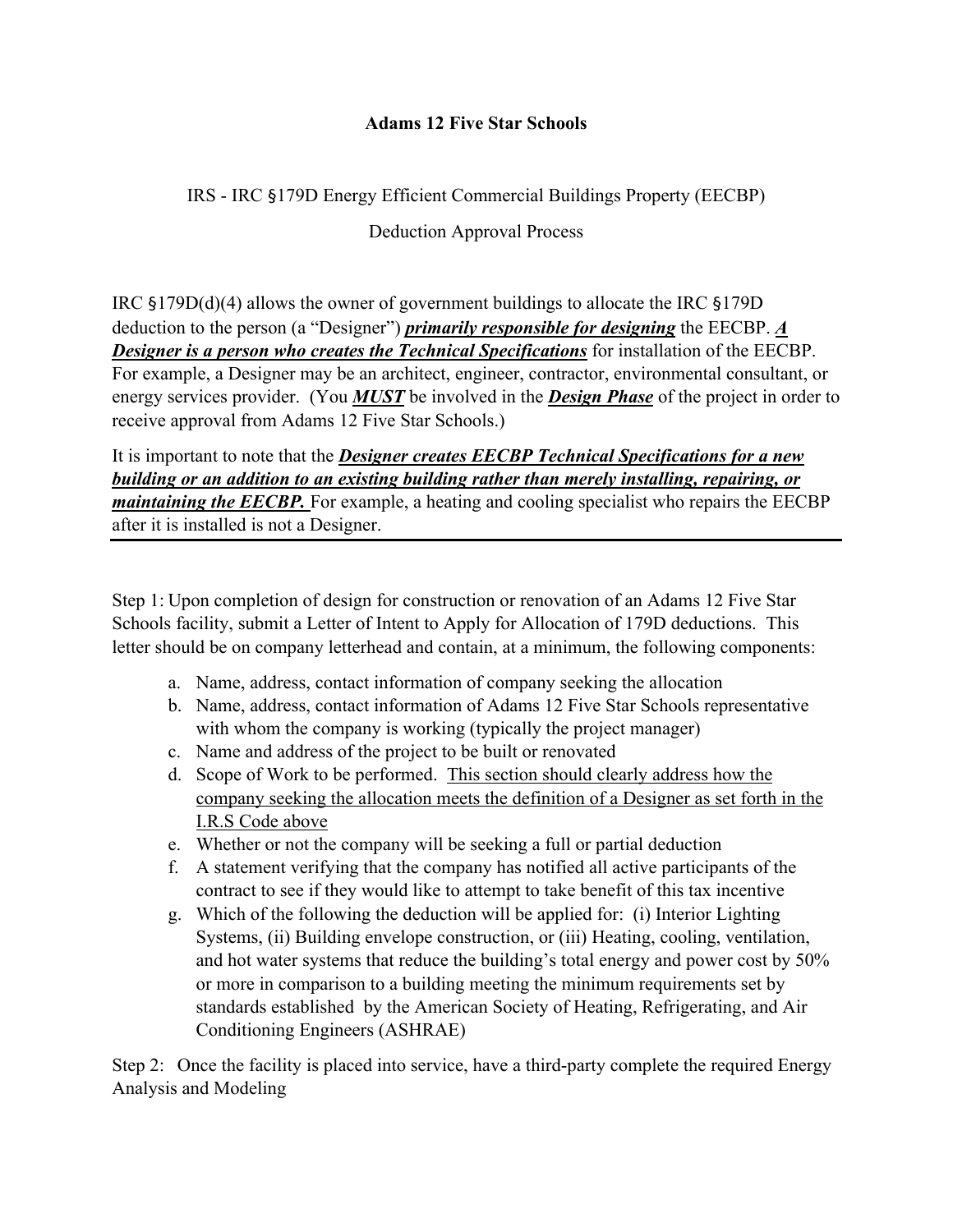**Adams 12 Five Star Schools**

IRS - IRC §179D Energy Efficient Commercial Buildings Property (EECBP)

Deduction Approval Process

IRC §179D(d)(4) allows the owner of government buildings to allocate the IRC §179D deduction to the person (a "Designer") ***primarily responsible for designing*** the EECBP. ***A Designer is a person who creates the Technical Specifications*** for installation of the EECBP. For example, a Designer may be an architect, engineer, contractor, environmental consultant, or energy services provider. (You ***MUST*** be involved in the ***Design Phase*** of the project in order to receive approval from Adams 12 Five Star Schools.)

It is important to note that the ***Designer creates EECBP Technical Specifications for a new building or an addition to an existing building rather than merely installing, repairing, or maintaining the EECBP.*** For example, a heating and cooling specialist who repairs the EECBP after it is installed is not a Designer.

---

Step 1: Upon completion of design for construction or renovation of an Adams 12 Five Star Schools facility, submit a Letter of Intent to Apply for Allocation of 179D deductions. This letter should be on company letterhead and contain, at a minimum, the following components:

a. Name, address, contact information of company seeking the allocation
b. Name, address, contact information of Adams 12 Five Star Schools representative with whom the company is working (typically the project manager)
c. Name and address of the project to be built or renovated
d. Scope of Work to be performed. <u>This section should clearly address how the company seeking the allocation meets the definition of a Designer as set forth in the I.R.S Code above</u>
e. Whether or not the company will be seeking a full or partial deduction
f. A statement verifying that the company has notified all active participants of the contract to see if they would like to attempt to take benefit of this tax incentive
g. Which of the following the deduction will be applied for: (i) Interior Lighting Systems, (ii) Building envelope construction, or (iii) Heating, cooling, ventilation, and hot water systems that reduce the building's total energy and power cost by 50% or more in comparison to a building meeting the minimum requirements set by standards established by the American Society of Heating, Refrigerating, and Air Conditioning Engineers (ASHRAE)

Step 2: Once the facility is placed into service, have a third-party complete the required Energy Analysis and Modeling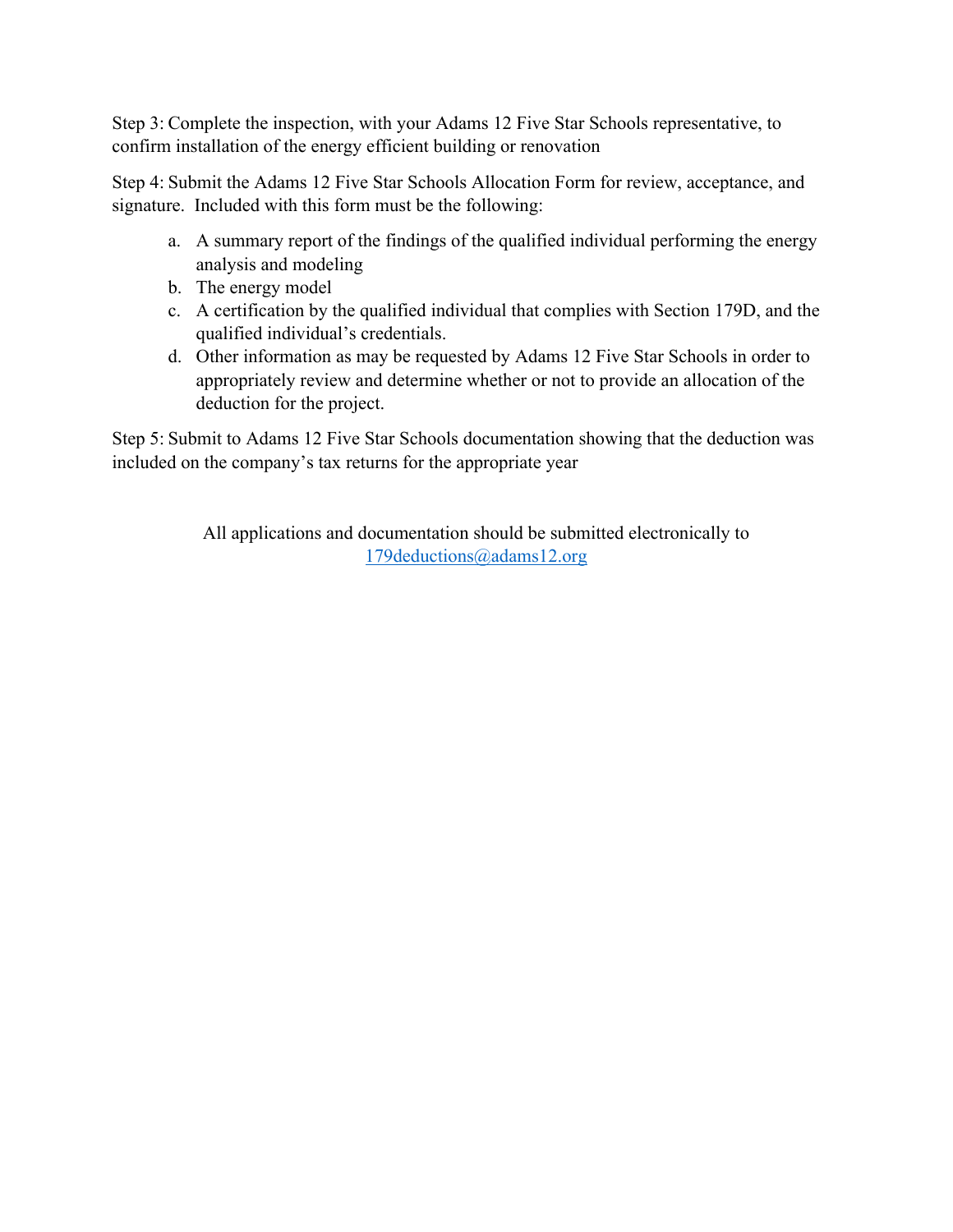Step 3: Complete the inspection, with your Adams 12 Five Star Schools representative, to confirm installation of the energy efficient building or renovation

Step 4: Submit the Adams 12 Five Star Schools Allocation Form for review, acceptance, and signature. Included with this form must be the following:

a. A summary report of the findings of the qualified individual performing the energy analysis and modeling
b. The energy model
c. A certification by the qualified individual that complies with Section 179D, and the qualified individual's credentials.
d. Other information as may be requested by Adams 12 Five Star Schools in order to appropriately review and determine whether or not to provide an allocation of the deduction for the project.

Step 5: Submit to Adams 12 Five Star Schools documentation showing that the deduction was included on the company's tax returns for the appropriate year

All applications and documentation should be submitted electronically to [179deductions@adams12.org](mailto:179deductions@adams12.org)